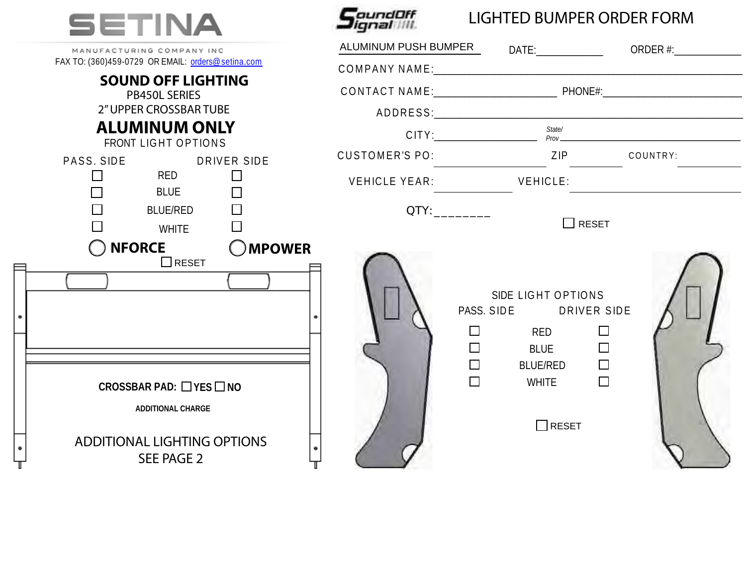# SETINA

MANUFACTURING COMPANY INC

FAX TO: (360)459-0729 OR EMAIL: orders@setina.com

## SOUND OFF LIGHTING

PB450L SERIES

2" UPPER CROSSBAR TUBE

## ALUMINUM ONLY

FRONT LIGHT OPTIONS

| PASS. SIDE | | DRIVER SIDE |
|---|---|---|
| ☐ | RED | ☐ |
| ☐ | BLUE | ☐ |
| ☐ | BLUE/RED | ☐ |
| ☐ | WHITE | ☐ |

◯ **NFORCE** ◯ **MPOWER**

☐ RESET

**CROSSBAR PAD:** ☐ **YES** ☐ **NO**

**ADDITIONAL CHARGE**

ADDITIONAL LIGHTING OPTIONS
SEE PAGE 2

---

SoundOff Signal

# LIGHTED BUMPER ORDER FORM

ALUMINUM PUSH BUMPER

DATE:____________ ORDER #:____________

COMPANY NAME:________________________________________________

CONTACT NAME:______________________ PHONE#:__________________________

ADDRESS:________________________________________________

CITY:__________________ State/Prov ________________________________

CUSTOMER'S PO:________________ ZIP __________ COUNTRY: __________

VEHICLE YEAR:______________ VEHICLE:______________________________

QTY:________

☐ RESET

SIDE LIGHT OPTIONS

| PASS. SIDE | | DRIVER SIDE |
|---|---|---|
| ☐ | RED | ☐ |
| ☐ | BLUE | ☐ |
| ☐ | BLUE/RED | ☐ |
| ☐ | WHITE | ☐ |

☐ RESET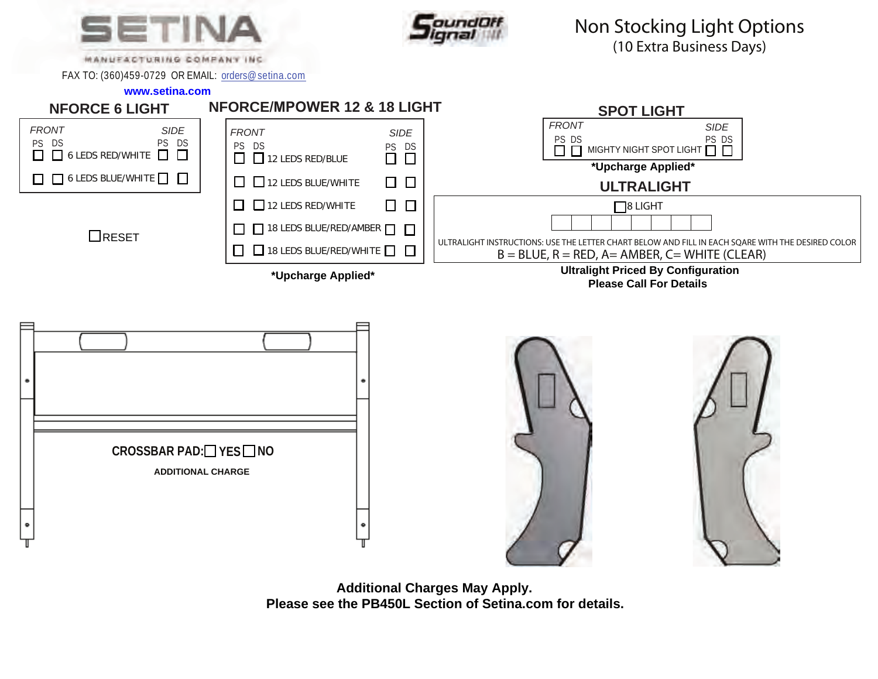SETINA

MANUFACTURING COMPANY INC

FAX TO: (360)459-0729 OR EMAIL: orders@setina.com

www.setina.com

SoundOff Signal

# Non Stocking Light Options

(10 Extra Business Days)

## NFORCE 6 LIGHT

| FRONT PS | FRONT DS | | SIDE PS | SIDE DS |
|---|---|---|---|---|
| ☐ | ☐ | 6 LEDS RED/WHITE | ☐ | ☐ |
| ☐ | ☐ | 6 LEDS BLUE/WHITE | ☐ | ☐ |

☐RESET

## NFORCE/MPOWER 12 & 18 LIGHT

| FRONT PS | FRONT DS | | SIDE PS | SIDE DS |
|---|---|---|---|---|
| ☐ | ☐ | 12 LEDS RED/BLUE | ☐ | ☐ |
| ☐ | ☐ | 12 LEDS BLUE/WHITE | ☐ | ☐ |
| ☐ | ☐ | 12 LEDS RED/WHITE | ☐ | ☐ |
| ☐ | ☐ | 18 LEDS BLUE/RED/AMBER | ☐ | ☐ |
| ☐ | ☐ | 18 LEDS BLUE/RED/WHITE | ☐ | ☐ |

**\*Upcharge Applied\***

## SPOT LIGHT

| FRONT PS | FRONT DS | | SIDE PS | SIDE DS |
|---|---|---|---|---|
| ☐ | ☐ | MIGHTY NIGHT SPOT LIGHT | ☐ | ☐ |

**\*Upcharge Applied\***

## ULTRALIGHT

☐8 LIGHT

| | | | | | | | |
|---|---|---|---|---|---|---|---|
| | | | | | | | |

ULTRALIGHT INSTRUCTIONS: USE THE LETTER CHART BELOW AND FILL IN EACH SQARE WITH THE DESIRED COLOR

B = BLUE, R = RED, A= AMBER, C= WHITE (CLEAR)

**Ultralight Priced By Configuration**
**Please Call For Details**

**CROSSBAR PAD:☐ YES ☐NO**

**ADDITIONAL CHARGE**

**Additional Charges May Apply.**
**Please see the PB450L Section of Setina.com for details.**